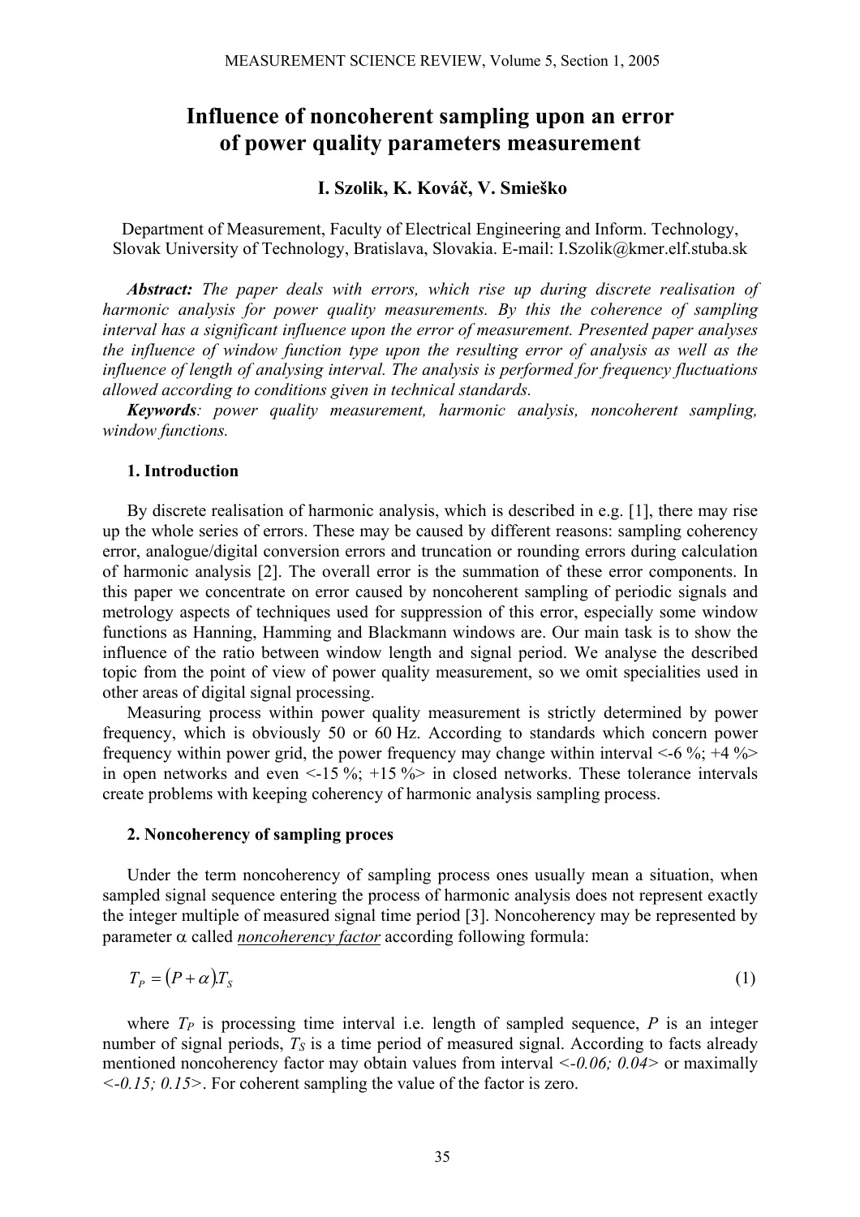# Influence of noncoherent sampling upon an error of power quality parameters measurement

**I. Szolik, K. Kováč, V. Smieško**

Department of Measurement, Faculty of Electrical Engineering and Inform. Technology, Slovak University of Technology, Bratislava, Slovakia. E-mail: I.Szolik@kmer.elf.stuba.sk

***Abstract:*** *The paper deals with errors, which rise up during discrete realisation of harmonic analysis for power quality measurements. By this the coherence of sampling interval has a significant influence upon the error of measurement. Presented paper analyses the influence of window function type upon the resulting error of analysis as well as the influence of length of analysing interval. The analysis is performed for frequency fluctuations allowed according to conditions given in technical standards.*

***Keywords****: power quality measurement, harmonic analysis, noncoherent sampling, window functions.*

## 1. Introduction

By discrete realisation of harmonic analysis, which is described in e.g. [1], there may rise up the whole series of errors. These may be caused by different reasons: sampling coherency error, analogue/digital conversion errors and truncation or rounding errors during calculation of harmonic analysis [2]. The overall error is the summation of these error components. In this paper we concentrate on error caused by noncoherent sampling of periodic signals and metrology aspects of techniques used for suppression of this error, especially some window functions as Hanning, Hamming and Blackmann windows are. Our main task is to show the influence of the ratio between window length and signal period. We analyse the described topic from the point of view of power quality measurement, so we omit specialities used in other areas of digital signal processing.

Measuring process within power quality measurement is strictly determined by power frequency, which is obviously 50 or 60 Hz. According to standards which concern power frequency within power grid, the power frequency may change within interval <-6 %; +4 %> in open networks and even <-15 %; +15 %> in closed networks. These tolerance intervals create problems with keeping coherency of harmonic analysis sampling process.

## 2. Noncoherency of sampling proces

Under the term noncoherency of sampling process ones usually mean a situation, when sampled signal sequence entering the process of harmonic analysis does not represent exactly the integer multiple of measured signal time period [3]. Noncoherency may be represented by parameter $\alpha$ called <u>*noncoherency factor*</u> according following formula:

$$T_P = (P + \alpha)T_S \tag{1}$$

where $T_P$ is processing time interval i.e. length of sampled sequence, $P$ is an integer number of signal periods, $T_S$ is a time period of measured signal. According to facts already mentioned noncoherency factor may obtain values from interval *<-0.06; 0.04>* or maximally *<-0.15; 0.15>*. For coherent sampling the value of the factor is zero.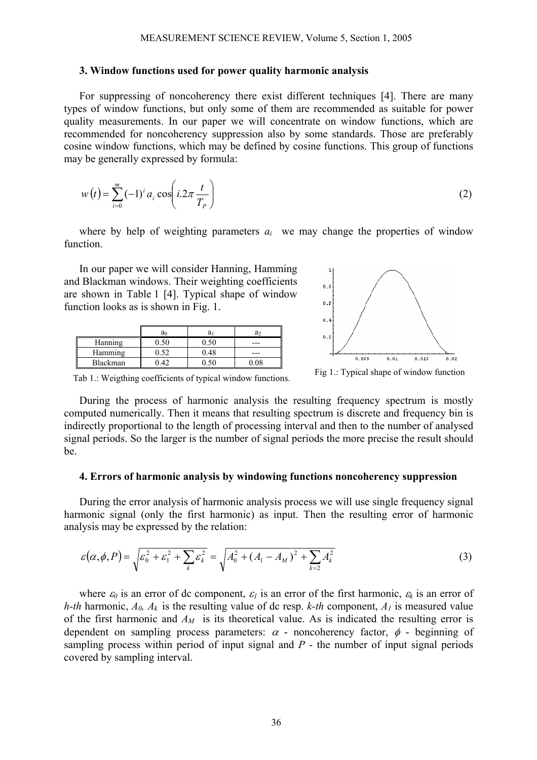### 3. Window functions used for power quality harmonic analysis

For suppressing of noncoherency there exist different techniques [4]. There are many types of window functions, but only some of them are recommended as suitable for power quality measurements. In our paper we will concentrate on window functions, which are recommended for noncoherency suppression also by some standards. Those are preferably cosine window functions, which may be defined by cosine functions. This group of functions may be generally expressed by formula:

$$w(t) = \sum_{i=0}^{m} (-1)^i a_i \cos\left( i.2\pi \frac{t}{T_P} \right) \tag{2}$$

where by help of weighting parameters $a_i$ we may change the properties of window function.

In our paper we will consider Hanning, Hamming and Blackman windows. Their weighting coefficients are shown in Table 1 [4]. Typical shape of window function looks as is shown in Fig. 1.

| | $a_0$ | $a_1$ | $a_2$ |
|---|---|---|---|
| Hanning | 0.50 | 0.50 | --- |
| Hamming | 0.52 | 0.48 | --- |
| Blackman | 0.42 | 0.50 | 0.08 |

Tab 1.: Weigthing coefficients of typical window functions.

Fig 1.: Typical shape of window function

During the process of harmonic analysis the resulting frequency spectrum is mostly computed numerically. Then it means that resulting spectrum is discrete and frequency bin is indirectly proportional to the length of processing interval and then to the number of analysed signal periods. So the larger is the number of signal periods the more precise the result should be.

### 4. Errors of harmonic analysis by windowing functions noncoherency suppression

During the error analysis of harmonic analysis process we will use single frequency signal harmonic signal (only the first harmonic) as input. Then the resulting error of harmonic analysis may be expressed by the relation:

$$\varepsilon(\alpha, \phi, P) = \sqrt{\varepsilon_0^2 + \varepsilon_1^2 + \sum_k \varepsilon_k^2} = \sqrt{A_0^2 + (A_1 - A_M)^2 + \sum_{k=2} A_k^2} \tag{3}$$

where $\varepsilon_0$ is an error of dc component, $\varepsilon_1$ is an error of the first harmonic, $\varepsilon_k$ is an error of *h-th* harmonic, $A_0$, $A_k$ is the resulting value of dc resp. *k-th* component, $A_1$ is measured value of the first harmonic and $A_M$ is its theoretical value. As is indicated the resulting error is dependent on sampling process parameters: $\alpha$ - noncoherency factor, $\phi$ - beginning of sampling process within period of input signal and $P$ - the number of input signal periods covered by sampling interval.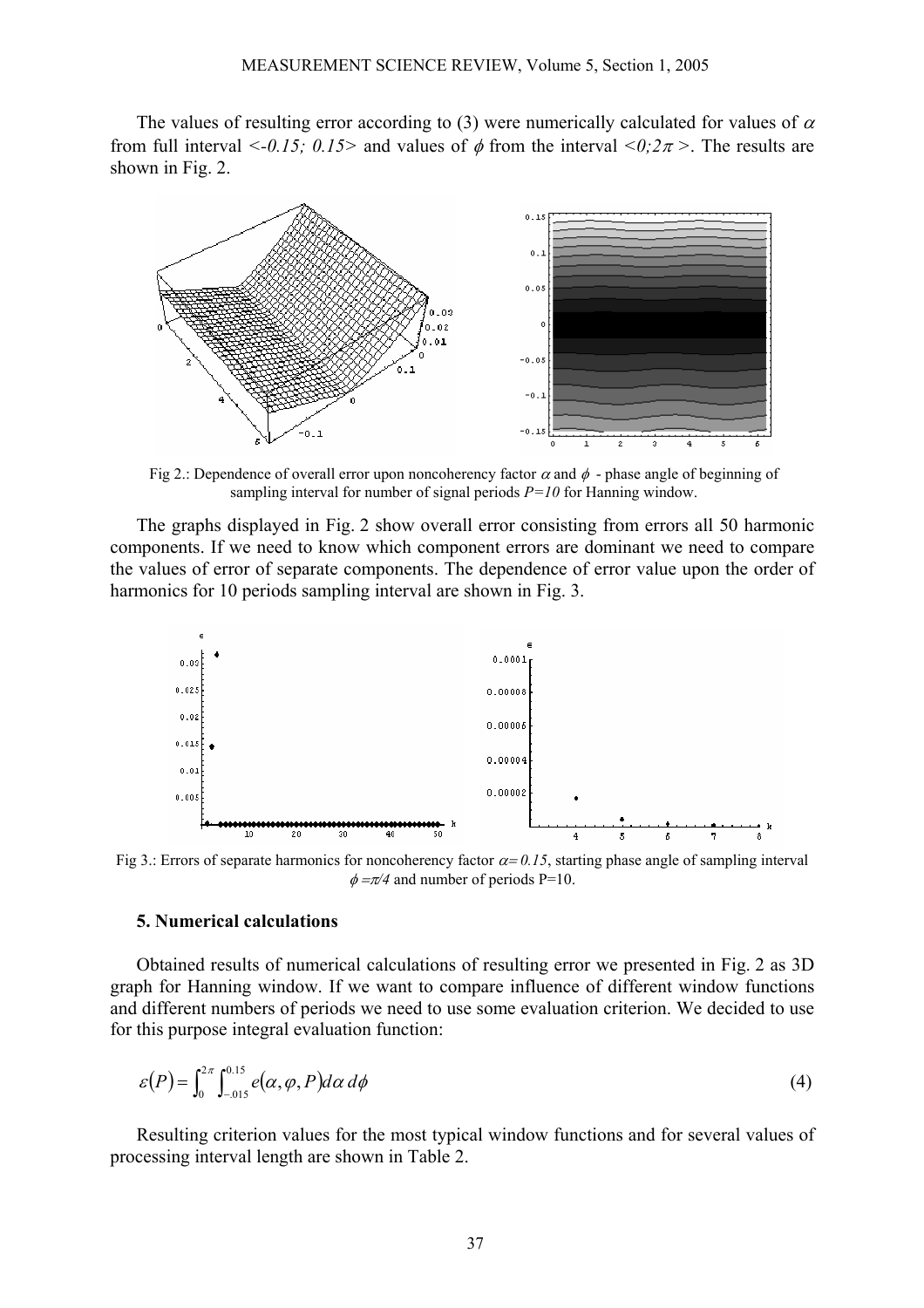The values of resulting error according to (3) were numerically calculated for values of $\alpha$ from full interval $<-0.15;\ 0.15>$ and values of $\phi$ from the interval $<0;2\pi>$. The results are shown in Fig. 2.

Fig 2.: Dependence of overall error upon noncoherency factor $\alpha$ and $\phi$ - phase angle of beginning of sampling interval for number of signal periods $P=10$ for Hanning window.

The graphs displayed in Fig. 2 show overall error consisting from errors all 50 harmonic components. If we need to know which component errors are dominant we need to compare the values of error of separate components. The dependence of error value upon the order of harmonics for 10 periods sampling interval are shown in Fig. 3.

Fig 3.: Errors of separate harmonics for noncoherency factor $\alpha = 0.15$, starting phase angle of sampling interval $\phi = \pi/4$ and number of periods P=10.

### 5. Numerical calculations

Obtained results of numerical calculations of resulting error we presented in Fig. 2 as 3D graph for Hanning window. If we want to compare influence of different window functions and different numbers of periods we need to use some evaluation criterion. We decided to use for this purpose integral evaluation function:

$$\varepsilon(P) = \int_0^{2\pi} \int_{-.015}^{0.15} e(\alpha, \varphi, P)\, d\alpha\, d\phi \tag{4}$$

Resulting criterion values for the most typical window functions and for several values of processing interval length are shown in Table 2.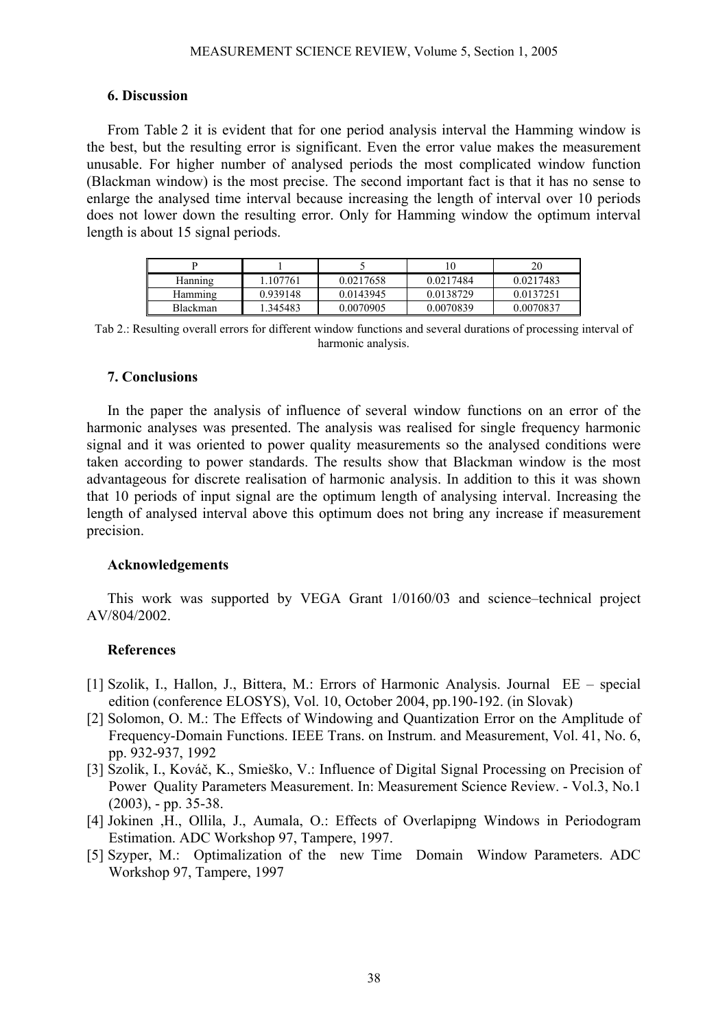## 6. Discussion

From Table 2 it is evident that for one period analysis interval the Hamming window is the best, but the resulting error is significant. Even the error value makes the measurement unusable. For higher number of analysed periods the most complicated window function (Blackman window) is the most precise. The second important fact is that it has no sense to enlarge the analysed time interval because increasing the length of interval over 10 periods does not lower down the resulting error. Only for Hamming window the optimum interval length is about 15 signal periods.

| P | 1 | 5 | 10 | 20 |
|---|---|---|---|---|
| Hanning | 1.107761 | 0.0217658 | 0.0217484 | 0.0217483 |
| Hamming | 0.939148 | 0.0143945 | 0.0138729 | 0.0137251 |
| Blackman | 1.345483 | 0.0070905 | 0.0070839 | 0.0070837 |

Tab 2.: Resulting overall errors for different window functions and several durations of processing interval of harmonic analysis.

## 7. Conclusions

In the paper the analysis of influence of several window functions on an error of the harmonic analyses was presented. The analysis was realised for single frequency harmonic signal and it was oriented to power quality measurements so the analysed conditions were taken according to power standards. The results show that Blackman window is the most advantageous for discrete realisation of harmonic analysis. In addition to this it was shown that 10 periods of input signal are the optimum length of analysing interval. Increasing the length of analysed interval above this optimum does not bring any increase if measurement precision.

### Acknowledgements

This work was supported by VEGA Grant 1/0160/03 and science–technical project AV/804/2002.

### References

[1] Szolik, I., Hallon, J., Bittera, M.: Errors of Harmonic Analysis. Journal EE – special edition (conference ELOSYS), Vol. 10, October 2004, pp.190-192. (in Slovak)

[2] Solomon, O. M.: The Effects of Windowing and Quantization Error on the Amplitude of Frequency-Domain Functions. IEEE Trans. on Instrum. and Measurement, Vol. 41, No. 6, pp. 932-937, 1992

[3] Szolik, I., Kováč, K., Smieško, V.: Influence of Digital Signal Processing on Precision of Power Quality Parameters Measurement. In: Measurement Science Review. - Vol.3, No.1 (2003), - pp. 35-38.

[4] Jokinen ,H., Ollila, J., Aumala, O.: Effects of Overlapipng Windows in Periodogram Estimation. ADC Workshop 97, Tampere, 1997.

[5] Szyper, M.: Optimalization of the new Time Domain Window Parameters. ADC Workshop 97, Tampere, 1997